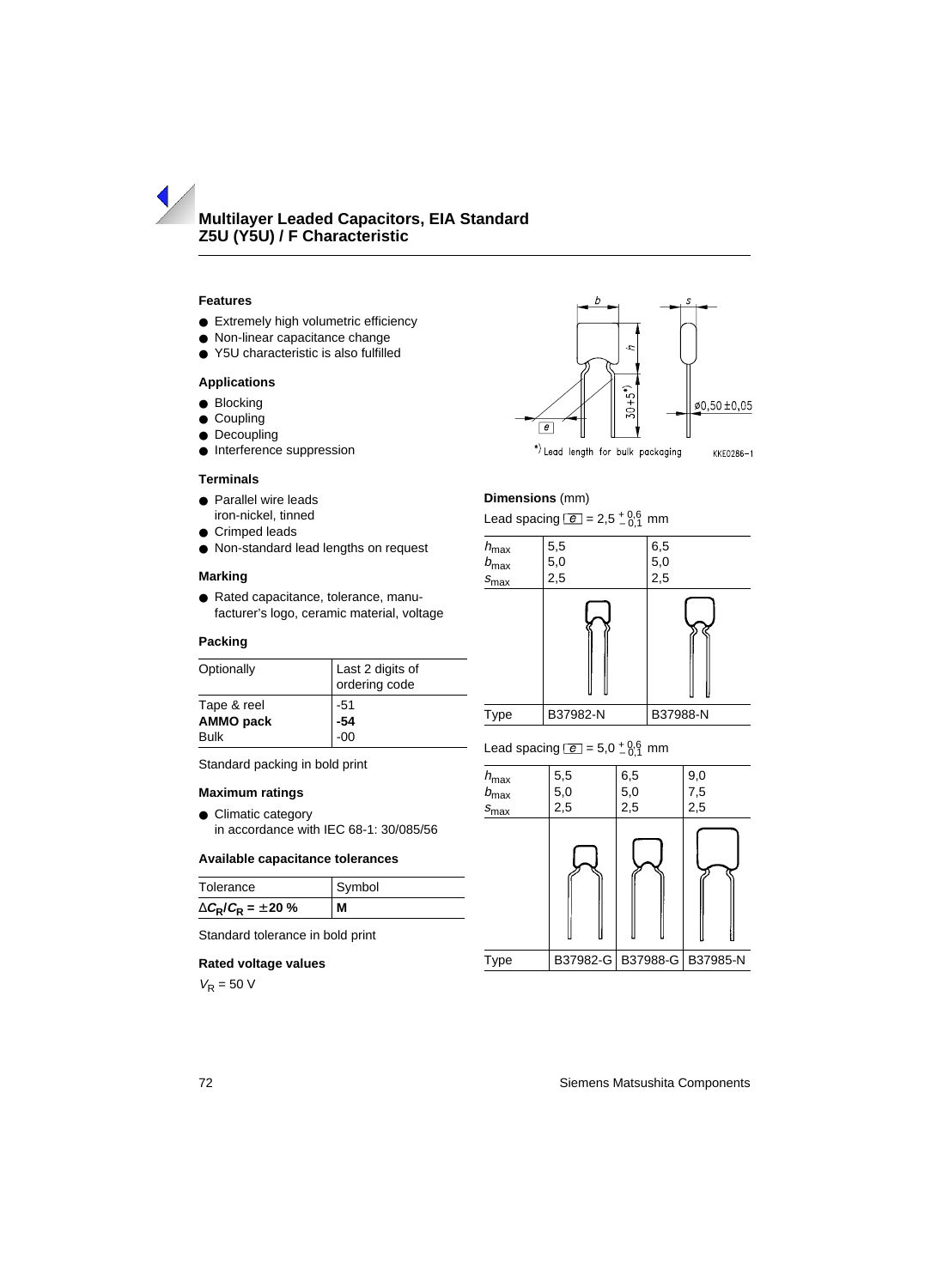# Multilayer Leaded Capacitors, EIA Standard
## Z5U (Y5U) / F Characteristic

### Features

- Extremely high volumetric efficiency
- Non-linear capacitance change
- Y5U characteristic is also fulfilled

### Applications

- Blocking
- Coupling
- Decoupling
- Interference suppression

### Terminals

- Parallel wire leads iron-nickel, tinned
- Crimped leads
- Non-standard lead lengths on request

### Marking

- Rated capacitance, tolerance, manufacturer's logo, ceramic material, voltage

### Packing

| Optionally | Last 2 digits of ordering code |
|---|---|
| Tape & reel | -51 |
| **AMMO pack** | **-54** |
| Bulk | -00 |

Standard packing in bold print

### Maximum ratings

- Climatic category in accordance with IEC 68-1: 30/085/56

### Available capacitance tolerances

| Tolerance | Symbol |
|---|---|
| **$\Delta C_R / C_R = \pm 20$ %** | **M** |

Standard tolerance in bold print

### Rated voltage values

$V_R$ = 50 V

*) Lead length for bulk packaging

KKE0286-1

### Dimensions (mm)

Lead spacing $e = 2{,}5\,^{+0{,}6}_{-0{,}1}$ mm

| | | |
|---|---|---|
| $h_{max}$ | 5,5 | 6,5 |
| $b_{max}$ | 5,0 | 5,0 |
| $s_{max}$ | 2,5 | 2,5 |
| Type | B37982-N | B37988-N |

Lead spacing $e = 5{,}0\,^{+0{,}6}_{-0{,}1}$ mm

| | | | |
|---|---|---|---|
| $h_{max}$ | 5,5 | 6,5 | 9,0 |
| $b_{max}$ | 5,0 | 5,0 | 7,5 |
| $s_{max}$ | 2,5 | 2,5 | 2,5 |
| Type | B37982-G | B37988-G | B37985-N |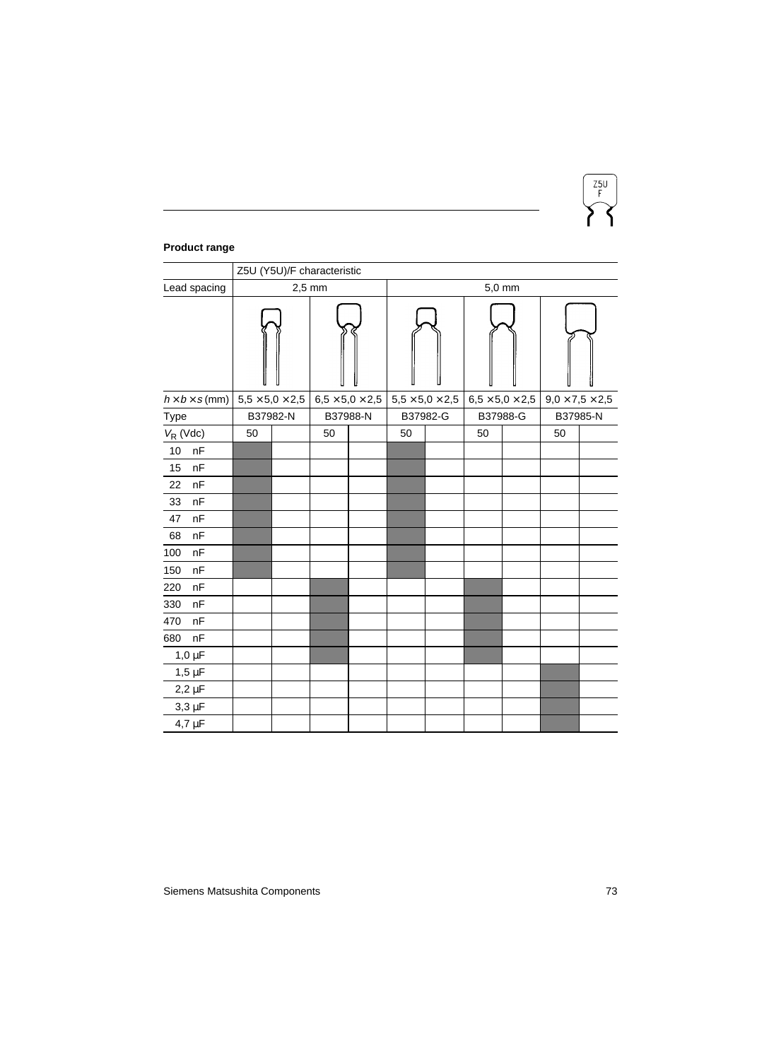**Product range**

| | Z5U (Y5U)/F characteristic | | | | | | | | | |
|---|---|---|---|---|---|---|---|---|---|---|
| Lead spacing | 2,5 mm | | | | 5,0 mm | | | | | |
| $h \times b \times s$ (mm) | 5,5 × 5,0 × 2,5 | | 6,5 × 5,0 × 2,5 | | 5,5 × 5,0 × 2,5 | | 6,5 × 5,0 × 2,5 | | 9,0 × 7,5 × 2,5 | |
| Type | B37982-N | | B37988-N | | B37982-G | | B37988-G | | B37985-N | |
| $V_R$ (Vdc) | 50 | | 50 | | 50 | | 50 | | 50 | |
| 10 nF | ■ | | | | ■ | | | | | |
| 15 nF | ■ | | | | ■ | | | | | |
| 22 nF | ■ | | | | ■ | | | | | |
| 33 nF | ■ | | | | ■ | | | | | |
| 47 nF | ■ | | | | ■ | | | | | |
| 68 nF | ■ | | | | ■ | | | | | |
| 100 nF | ■ | | | | ■ | | | | | |
| 150 nF | ■ | | | | ■ | | | | | |
| 220 nF | | | ■ | | | | ■ | | | |
| 330 nF | | | ■ | | | | ■ | | | |
| 470 nF | | | ■ | | | | ■ | | | |
| 680 nF | | | ■ | | | | ■ | | | |
| 1,0 µF | | | ■ | | | | ■ | | | |
| 1,5 µF | | | | | | | | | ■ | |
| 2,2 µF | | | | | | | | | ■ | |
| 3,3 µF | | | | | | | | | ■ | |
| 4,7 µF | | | | | | | | | ■ | |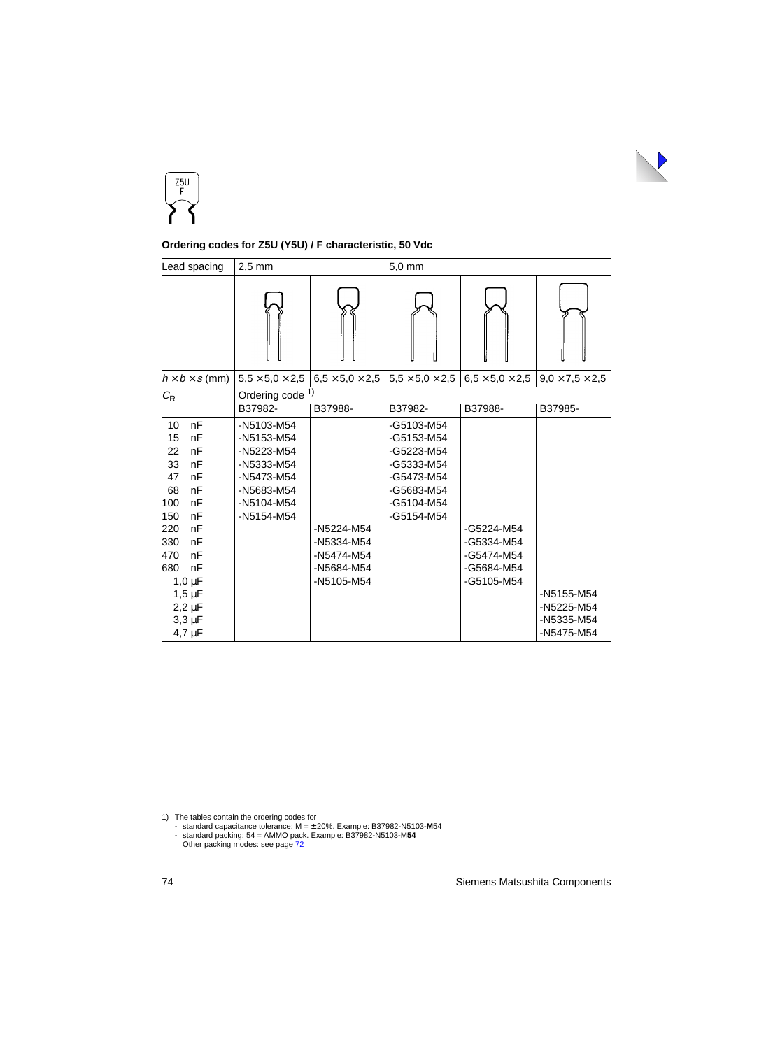## Ordering codes for Z5U (Y5U) / F characteristic, 50 Vdc

| Lead spacing | 2,5 mm | | 5,0 mm | | |
|---|---|---|---|---|---|
| $h \times b \times s$ (mm) | 5,5 × 5,0 × 2,5 | 6,5 × 5,0 × 2,5 | 5,5 × 5,0 × 2,5 | 6,5 × 5,0 × 2,5 | 9,0 × 7,5 × 2,5 |
| $C_R$ | Ordering code [1) | | | | |
| | B37982- | B37988- | B37982- | B37988- | B37985- |
| 10 nF | -N5103-M54 | | -G5103-M54 | | |
| 15 nF | -N5153-M54 | | -G5153-M54 | | |
| 22 nF | -N5223-M54 | | -G5223-M54 | | |
| 33 nF | -N5333-M54 | | -G5333-M54 | | |
| 47 nF | -N5473-M54 | | -G5473-M54 | | |
| 68 nF | -N5683-M54 | | -G5683-M54 | | |
| 100 nF | -N5104-M54 | | -G5104-M54 | | |
| 150 nF | -N5154-M54 | | -G5154-M54 | | |
| 220 nF | | -N5224-M54 | | -G5224-M54 | |
| 330 nF | | -N5334-M54 | | -G5334-M54 | |
| 470 nF | | -N5474-M54 | | -G5474-M54 | |
| 680 nF | | -N5684-M54 | | -G5684-M54 | |
| 1,0 µF | | -N5105-M54 | | -G5105-M54 | |
| 1,5 µF | | | | | -N5155-M54 |
| 2,2 µF | | | | | -N5225-M54 |
| 3,3 µF | | | | | -N5335-M54 |
| 4,7 µF | | | | | -N5475-M54 |

1) The tables contain the ordering codes for
- standard capacitance tolerance: M = ± 20%. Example: B37982-N5103-**M**54
- standard packing: 54 = AMMO pack. Example: B37982-N5103-M**54**

Other packing modes: see page 72